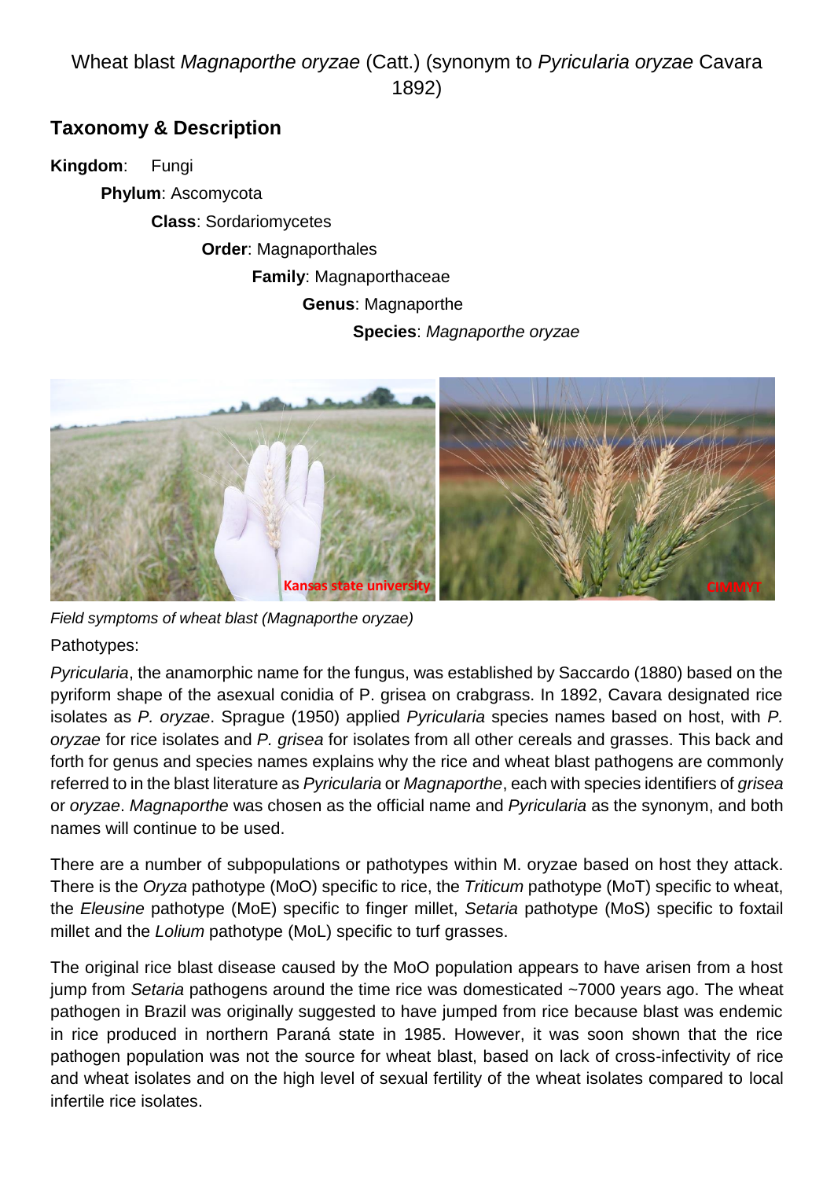Wheat blast *Magnaporthe oryzae* (Catt.) (synonym to *Pyricularia oryzae* Cavara 1892)

## Taxonomy & Description

**Kingdom**: Fungi

**Phylum**: Ascomycota

**Class**: Sordariomycetes

**Order**: Magnaporthales

**Family**: Magnaporthaceae

**Genus**: Magnaporthe

**Species**: *Magnaporthe oryzae*

*Field symptoms of wheat blast (Magnaporthe oryzae)*

Pathotypes:

*Pyricularia*, the anamorphic name for the fungus, was established by Saccardo (1880) based on the pyriform shape of the asexual conidia of P. grisea on crabgrass. In 1892, Cavara designated rice isolates as *P. oryzae*. Sprague (1950) applied *Pyricularia* species names based on host, with *P. oryzae* for rice isolates and *P. grisea* for isolates from all other cereals and grasses. This back and forth for genus and species names explains why the rice and wheat blast pathogens are commonly referred to in the blast literature as *Pyricularia* or *Magnaporthe*, each with species identifiers of *grisea* or *oryzae*. *Magnaporthe* was chosen as the official name and *Pyricularia* as the synonym, and both names will continue to be used.

There are a number of subpopulations or pathotypes within M. oryzae based on host they attack. There is the *Oryza* pathotype (MoO) specific to rice, the *Triticum* pathotype (MoT) specific to wheat, the *Eleusine* pathotype (MoE) specific to finger millet, *Setaria* pathotype (MoS) specific to foxtail millet and the *Lolium* pathotype (MoL) specific to turf grasses.

The original rice blast disease caused by the MoO population appears to have arisen from a host jump from *Setaria* pathogens around the time rice was domesticated ~7000 years ago. The wheat pathogen in Brazil was originally suggested to have jumped from rice because blast was endemic in rice produced in northern Paraná state in 1985. However, it was soon shown that the rice pathogen population was not the source for wheat blast, based on lack of cross-infectivity of rice and wheat isolates and on the high level of sexual fertility of the wheat isolates compared to local infertile rice isolates.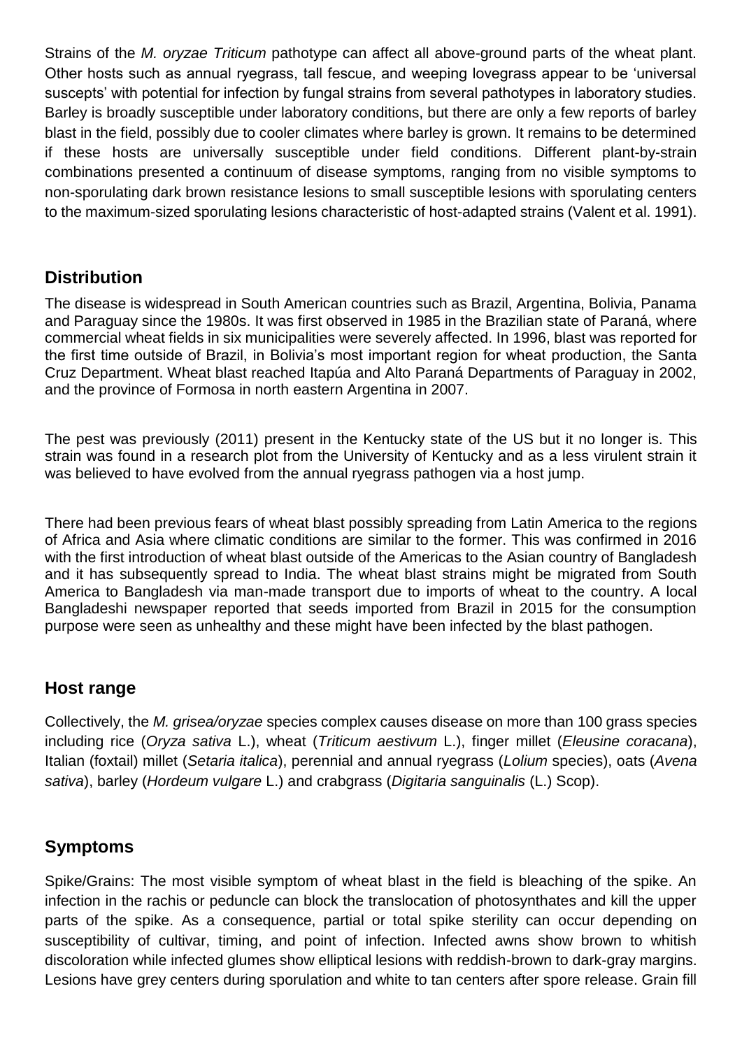Strains of the *M. oryzae Triticum* pathotype can affect all above-ground parts of the wheat plant. Other hosts such as annual ryegrass, tall fescue, and weeping lovegrass appear to be 'universal suscepts' with potential for infection by fungal strains from several pathotypes in laboratory studies. Barley is broadly susceptible under laboratory conditions, but there are only a few reports of barley blast in the field, possibly due to cooler climates where barley is grown. It remains to be determined if these hosts are universally susceptible under field conditions. Different plant-by-strain combinations presented a continuum of disease symptoms, ranging from no visible symptoms to non-sporulating dark brown resistance lesions to small susceptible lesions with sporulating centers to the maximum-sized sporulating lesions characteristic of host-adapted strains (Valent et al. 1991).

## Distribution

The disease is widespread in South American countries such as Brazil, Argentina, Bolivia, Panama and Paraguay since the 1980s. It was first observed in 1985 in the Brazilian state of Paraná, where commercial wheat fields in six municipalities were severely affected. In 1996, blast was reported for the first time outside of Brazil, in Bolivia's most important region for wheat production, the Santa Cruz Department. Wheat blast reached Itapúa and Alto Paraná Departments of Paraguay in 2002, and the province of Formosa in north eastern Argentina in 2007.

The pest was previously (2011) present in the Kentucky state of the US but it no longer is. This strain was found in a research plot from the University of Kentucky and as a less virulent strain it was believed to have evolved from the annual ryegrass pathogen via a host jump.

There had been previous fears of wheat blast possibly spreading from Latin America to the regions of Africa and Asia where climatic conditions are similar to the former. This was confirmed in 2016 with the first introduction of wheat blast outside of the Americas to the Asian country of Bangladesh and it has subsequently spread to India. The wheat blast strains might be migrated from South America to Bangladesh via man-made transport due to imports of wheat to the country. A local Bangladeshi newspaper reported that seeds imported from Brazil in 2015 for the consumption purpose were seen as unhealthy and these might have been infected by the blast pathogen.

## Host range

Collectively, the *M. grisea/oryzae* species complex causes disease on more than 100 grass species including rice (*Oryza sativa* L.), wheat (*Triticum aestivum* L.), finger millet (*Eleusine coracana*), Italian (foxtail) millet (*Setaria italica*), perennial and annual ryegrass (*Lolium* species), oats (*Avena sativa*), barley (*Hordeum vulgare* L.) and crabgrass (*Digitaria sanguinalis* (L.) Scop).

## Symptoms

Spike/Grains: The most visible symptom of wheat blast in the field is bleaching of the spike. An infection in the rachis or peduncle can block the translocation of photosynthates and kill the upper parts of the spike. As a consequence, partial or total spike sterility can occur depending on susceptibility of cultivar, timing, and point of infection. Infected awns show brown to whitish discoloration while infected glumes show elliptical lesions with reddish-brown to dark-gray margins. Lesions have grey centers during sporulation and white to tan centers after spore release. Grain fill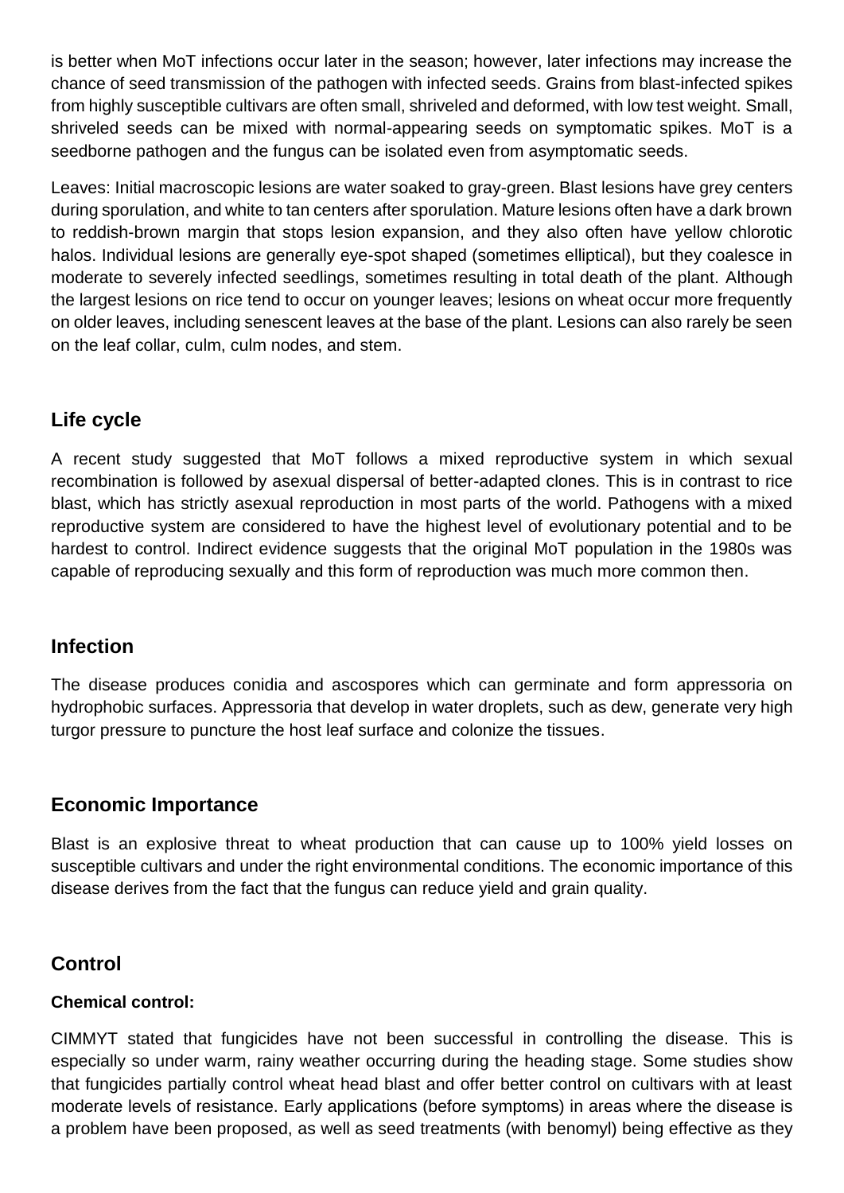is better when MoT infections occur later in the season; however, later infections may increase the chance of seed transmission of the pathogen with infected seeds. Grains from blast-infected spikes from highly susceptible cultivars are often small, shriveled and deformed, with low test weight. Small, shriveled seeds can be mixed with normal-appearing seeds on symptomatic spikes. MoT is a seedborne pathogen and the fungus can be isolated even from asymptomatic seeds.

Leaves: Initial macroscopic lesions are water soaked to gray-green. Blast lesions have grey centers during sporulation, and white to tan centers after sporulation. Mature lesions often have a dark brown to reddish-brown margin that stops lesion expansion, and they also often have yellow chlorotic halos. Individual lesions are generally eye-spot shaped (sometimes elliptical), but they coalesce in moderate to severely infected seedlings, sometimes resulting in total death of the plant. Although the largest lesions on rice tend to occur on younger leaves; lesions on wheat occur more frequently on older leaves, including senescent leaves at the base of the plant. Lesions can also rarely be seen on the leaf collar, culm, culm nodes, and stem.

## Life cycle

A recent study suggested that MoT follows a mixed reproductive system in which sexual recombination is followed by asexual dispersal of better-adapted clones. This is in contrast to rice blast, which has strictly asexual reproduction in most parts of the world. Pathogens with a mixed reproductive system are considered to have the highest level of evolutionary potential and to be hardest to control. Indirect evidence suggests that the original MoT population in the 1980s was capable of reproducing sexually and this form of reproduction was much more common then.

## Infection

The disease produces conidia and ascospores which can germinate and form appressoria on hydrophobic surfaces. Appressoria that develop in water droplets, such as dew, generate very high turgor pressure to puncture the host leaf surface and colonize the tissues.

## Economic Importance

Blast is an explosive threat to wheat production that can cause up to 100% yield losses on susceptible cultivars and under the right environmental conditions. The economic importance of this disease derives from the fact that the fungus can reduce yield and grain quality.

## Control

### Chemical control:

CIMMYT stated that fungicides have not been successful in controlling the disease. This is especially so under warm, rainy weather occurring during the heading stage. Some studies show that fungicides partially control wheat head blast and offer better control on cultivars with at least moderate levels of resistance. Early applications (before symptoms) in areas where the disease is a problem have been proposed, as well as seed treatments (with benomyl) being effective as they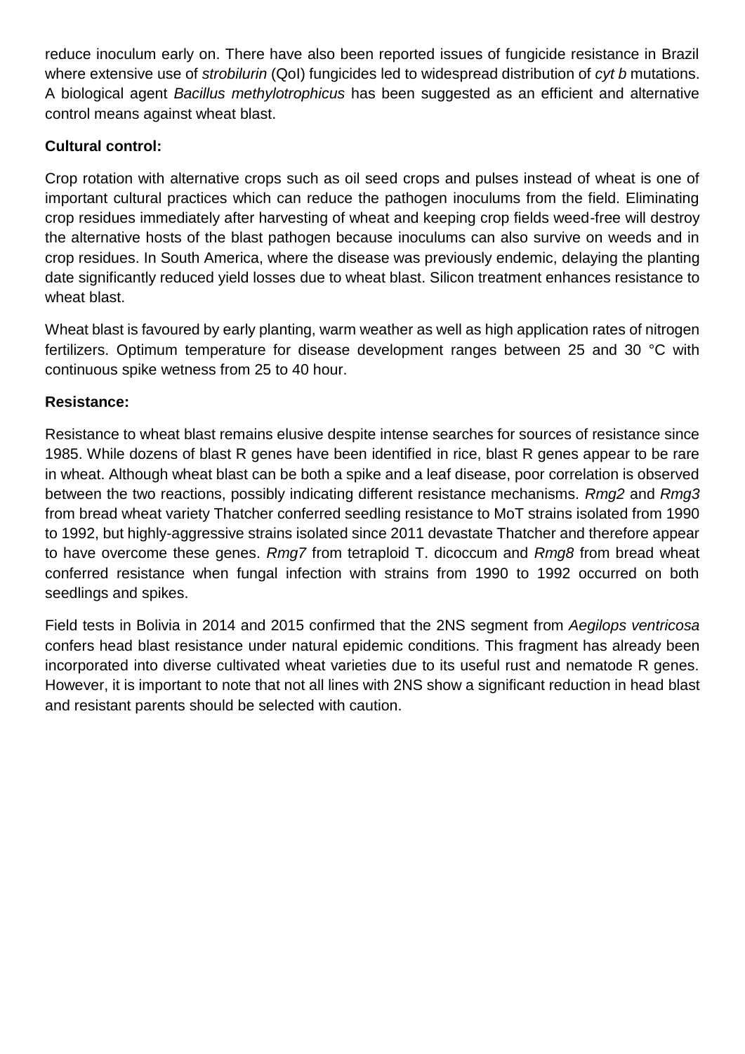reduce inoculum early on. There have also been reported issues of fungicide resistance in Brazil where extensive use of *strobilurin* (QoI) fungicides led to widespread distribution of *cyt b* mutations. A biological agent *Bacillus methylotrophicus* has been suggested as an efficient and alternative control means against wheat blast.

**Cultural control:**

Crop rotation with alternative crops such as oil seed crops and pulses instead of wheat is one of important cultural practices which can reduce the pathogen inoculums from the field. Eliminating crop residues immediately after harvesting of wheat and keeping crop fields weed-free will destroy the alternative hosts of the blast pathogen because inoculums can also survive on weeds and in crop residues. In South America, where the disease was previously endemic, delaying the planting date significantly reduced yield losses due to wheat blast. Silicon treatment enhances resistance to wheat blast.

Wheat blast is favoured by early planting, warm weather as well as high application rates of nitrogen fertilizers. Optimum temperature for disease development ranges between 25 and 30 °C with continuous spike wetness from 25 to 40 hour.

**Resistance:**

Resistance to wheat blast remains elusive despite intense searches for sources of resistance since 1985. While dozens of blast R genes have been identified in rice, blast R genes appear to be rare in wheat. Although wheat blast can be both a spike and a leaf disease, poor correlation is observed between the two reactions, possibly indicating different resistance mechanisms. *Rmg2* and *Rmg3* from bread wheat variety Thatcher conferred seedling resistance to MoT strains isolated from 1990 to 1992, but highly-aggressive strains isolated since 2011 devastate Thatcher and therefore appear to have overcome these genes. *Rmg7* from tetraploid T. dicoccum and *Rmg8* from bread wheat conferred resistance when fungal infection with strains from 1990 to 1992 occurred on both seedlings and spikes.

Field tests in Bolivia in 2014 and 2015 confirmed that the 2NS segment from *Aegilops ventricosa* confers head blast resistance under natural epidemic conditions. This fragment has already been incorporated into diverse cultivated wheat varieties due to its useful rust and nematode R genes. However, it is important to note that not all lines with 2NS show a significant reduction in head blast and resistant parents should be selected with caution.